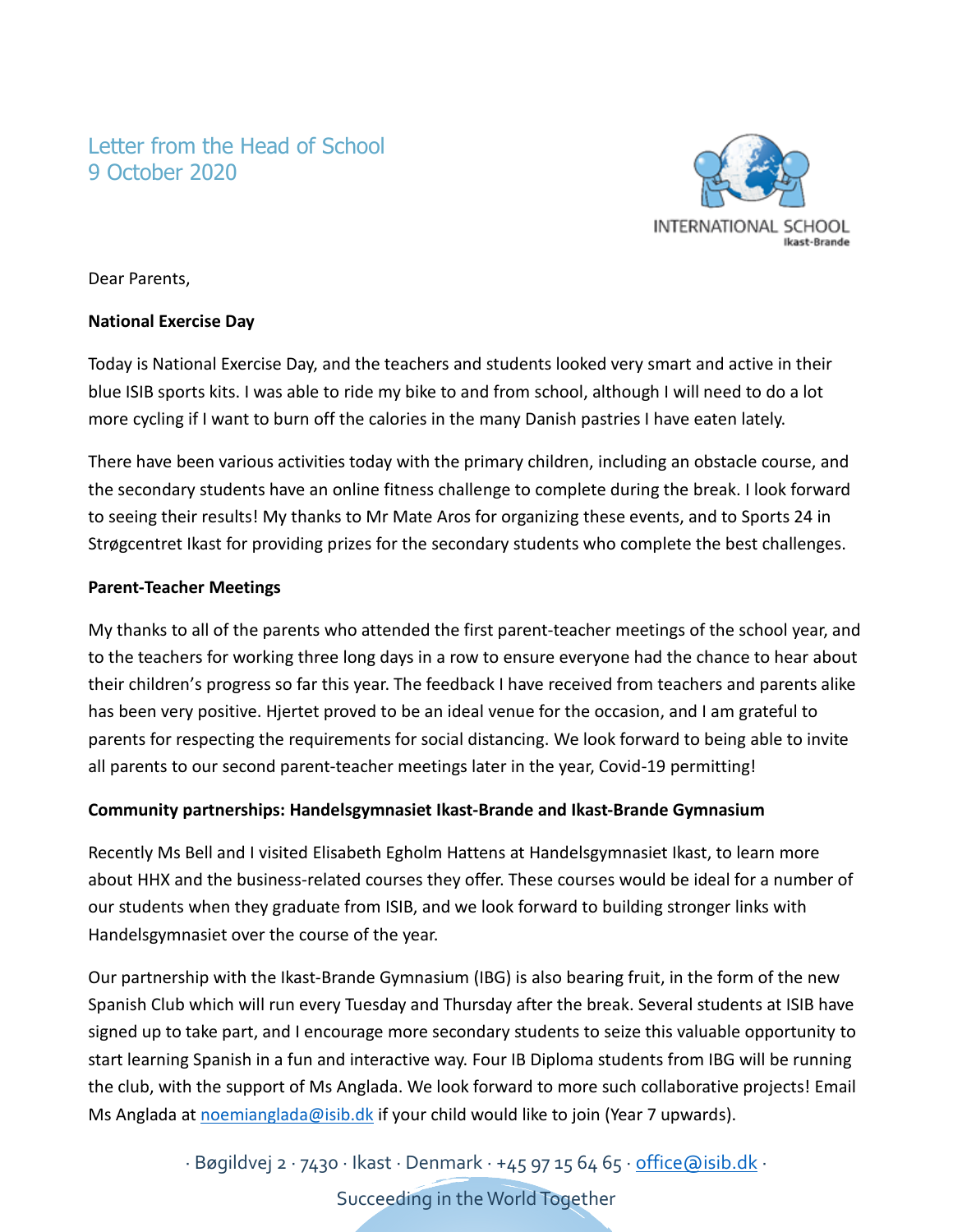# Letter from the Head of School
9 October 2020

Dear Parents,

**National Exercise Day**

Today is National Exercise Day, and the teachers and students looked very smart and active in their blue ISIB sports kits. I was able to ride my bike to and from school, although I will need to do a lot more cycling if I want to burn off the calories in the many Danish pastries I have eaten lately.

There have been various activities today with the primary children, including an obstacle course, and the secondary students have an online fitness challenge to complete during the break. I look forward to seeing their results! My thanks to Mr Mate Aros for organizing these events, and to Sports 24 in Strøgcentret Ikast for providing prizes for the secondary students who complete the best challenges.

**Parent-Teacher Meetings**

My thanks to all of the parents who attended the first parent-teacher meetings of the school year, and to the teachers for working three long days in a row to ensure everyone had the chance to hear about their children's progress so far this year. The feedback I have received from teachers and parents alike has been very positive. Hjertet proved to be an ideal venue for the occasion, and I am grateful to parents for respecting the requirements for social distancing. We look forward to being able to invite all parents to our second parent-teacher meetings later in the year, Covid-19 permitting!

**Community partnerships: Handelsgymnasiet Ikast-Brande and Ikast-Brande Gymnasium**

Recently Ms Bell and I visited Elisabeth Egholm Hattens at Handelsgymnasiet Ikast, to learn more about HHX and the business-related courses they offer. These courses would be ideal for a number of our students when they graduate from ISIB, and we look forward to building stronger links with Handelsgymnasiet over the course of the year.

Our partnership with the Ikast-Brande Gymnasium (IBG) is also bearing fruit, in the form of the new Spanish Club which will run every Tuesday and Thursday after the break. Several students at ISIB have signed up to take part, and I encourage more secondary students to seize this valuable opportunity to start learning Spanish in a fun and interactive way. Four IB Diploma students from IBG will be running the club, with the support of Ms Anglada. We look forward to more such collaborative projects! Email Ms Anglada at noemianglada@isib.dk if your child would like to join (Year 7 upwards).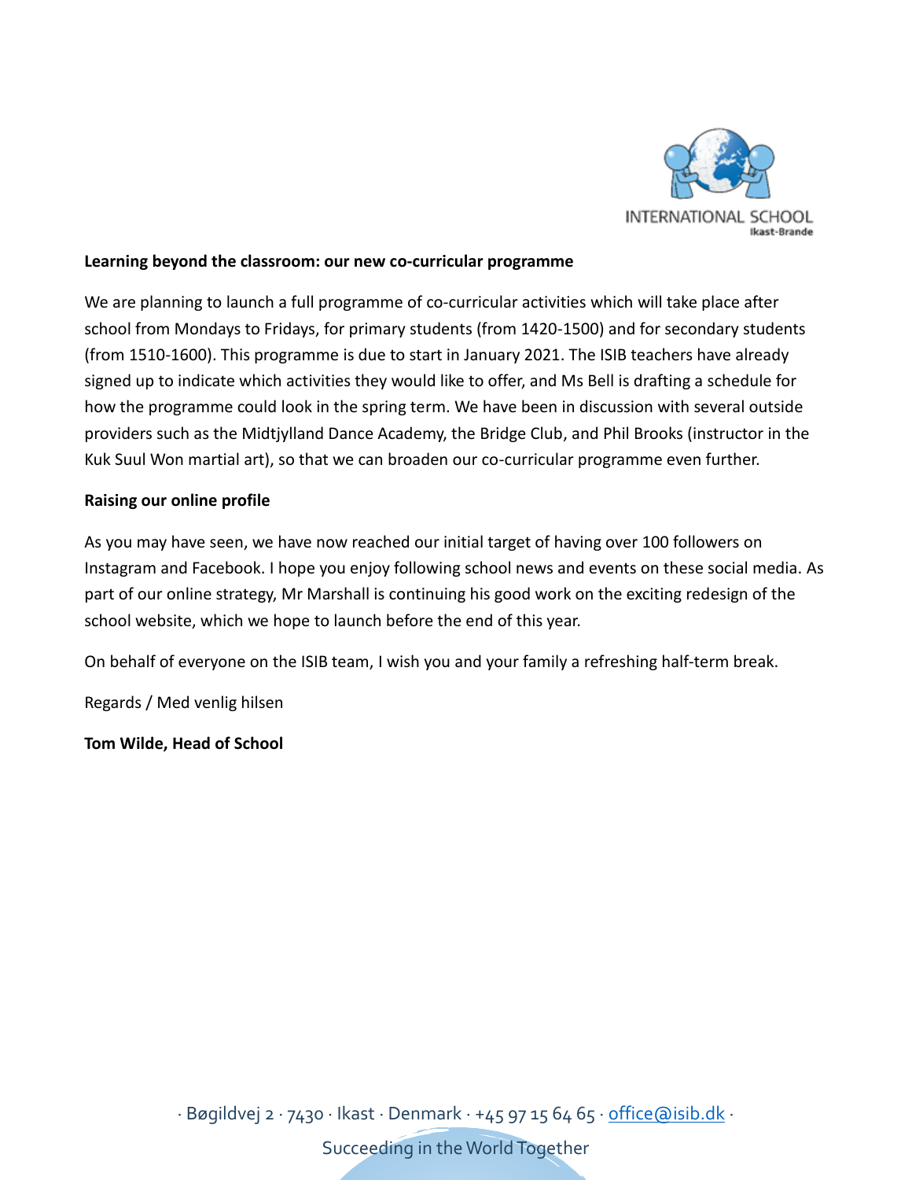**Learning beyond the classroom: our new co-curricular programme**

We are planning to launch a full programme of co-curricular activities which will take place after school from Mondays to Fridays, for primary students (from 1420-1500) and for secondary students (from 1510-1600). This programme is due to start in January 2021. The ISIB teachers have already signed up to indicate which activities they would like to offer, and Ms Bell is drafting a schedule for how the programme could look in the spring term. We have been in discussion with several outside providers such as the Midtjylland Dance Academy, the Bridge Club, and Phil Brooks (instructor in the Kuk Suul Won martial art), so that we can broaden our co-curricular programme even further.

**Raising our online profile**

As you may have seen, we have now reached our initial target of having over 100 followers on Instagram and Facebook. I hope you enjoy following school news and events on these social media. As part of our online strategy, Mr Marshall is continuing his good work on the exciting redesign of the school website, which we hope to launch before the end of this year.

On behalf of everyone on the ISIB team, I wish you and your family a refreshing half-term break.

Regards / Med venlig hilsen

**Tom Wilde, Head of School**